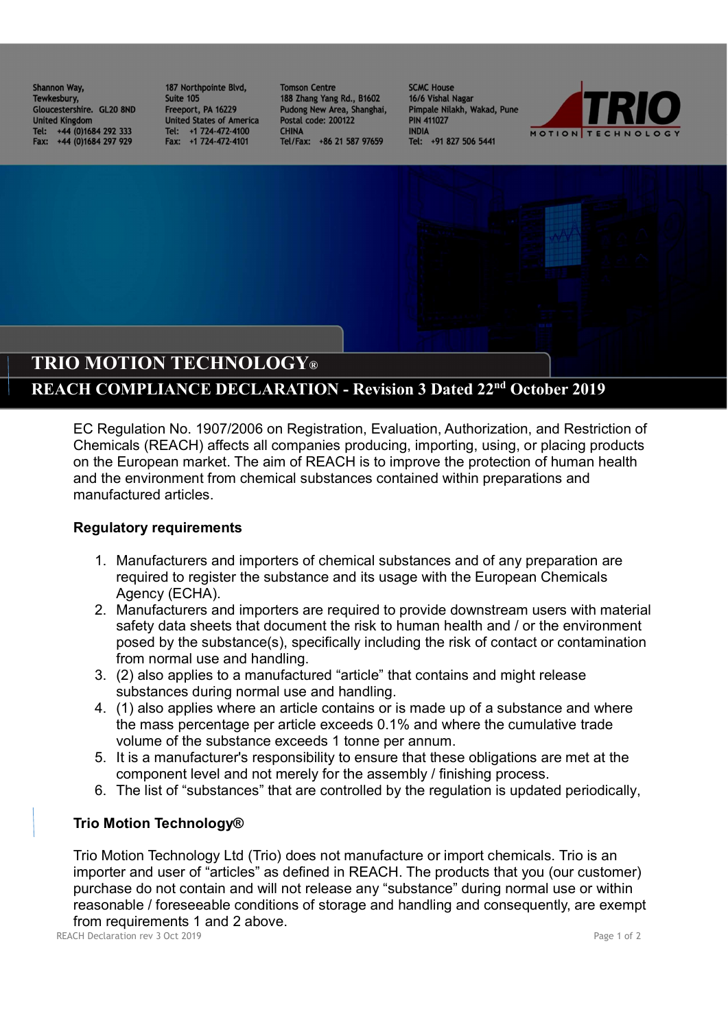Shannon Way,
Tewkesbury,
Gloucestershire. GL20 8ND
United Kingdom
Tel: +44 (0)1684 292 333
Fax: +44 (0)1684 297 929

187 Northpointe Blvd,
Suite 105
Freeport, PA 16229
United States of America
Tel: +1 724-472-4100
Fax: +1 724-472-4101

Tomson Centre
188 Zhang Yang Rd., B1602
Pudong New Area, Shanghai,
Postal code: 200122
CHINA
Tel/Fax: +86 21 587 97659

SCMC House
16/6 Vishal Nagar
Pimpale Nilakh, Wakad, Pune
PIN 411027
INDIA
Tel: +91 827 506 5441

# TRIO MOTION TECHNOLOGY®

## REACH COMPLIANCE DECLARATION - Revision 3 Dated 22nd October 2019

EC Regulation No. 1907/2006 on Registration, Evaluation, Authorization, and Restriction of Chemicals (REACH) affects all companies producing, importing, using, or placing products on the European market. The aim of REACH is to improve the protection of human health and the environment from chemical substances contained within preparations and manufactured articles.

**Regulatory requirements**

1. Manufacturers and importers of chemical substances and of any preparation are required to register the substance and its usage with the European Chemicals Agency (ECHA).
2. Manufacturers and importers are required to provide downstream users with material safety data sheets that document the risk to human health and / or the environment posed by the substance(s), specifically including the risk of contact or contamination from normal use and handling.
3. (2) also applies to a manufactured “article” that contains and might release substances during normal use and handling.
4. (1) also applies where an article contains or is made up of a substance and where the mass percentage per article exceeds 0.1% and where the cumulative trade volume of the substance exceeds 1 tonne per annum.
5. It is a manufacturer's responsibility to ensure that these obligations are met at the component level and not merely for the assembly / finishing process.
6. The list of “substances” that are controlled by the regulation is updated periodically,

**Trio Motion Technology®**

Trio Motion Technology Ltd (Trio) does not manufacture or import chemicals. Trio is an importer and user of “articles” as defined in REACH. The products that you (our customer) purchase do not contain and will not release any “substance” during normal use or within reasonable / foreseeable conditions of storage and handling and consequently, are exempt from requirements 1 and 2 above.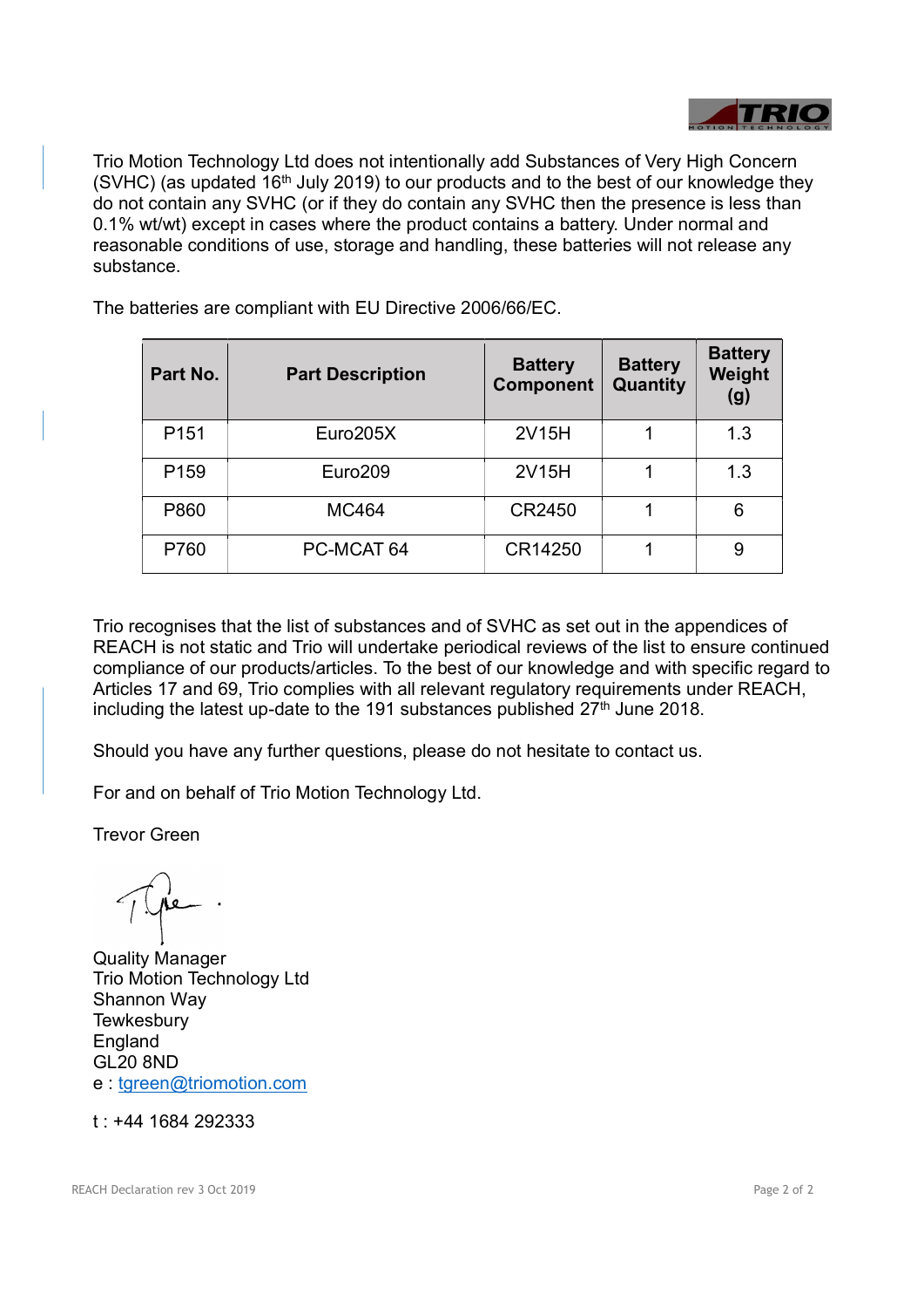Trio Motion Technology Ltd does not intentionally add Substances of Very High Concern (SVHC) (as updated 16th July 2019) to our products and to the best of our knowledge they do not contain any SVHC (or if they do contain any SVHC then the presence is less than 0.1% wt/wt) except in cases where the product contains a battery. Under normal and reasonable conditions of use, storage and handling, these batteries will not release any substance.

The batteries are compliant with EU Directive 2006/66/EC.

| Part No. | Part Description | Battery Component | Battery Quantity | Battery Weight (g) |
|---|---|---|---|---|
| P151 | Euro205X | 2V15H | 1 | 1.3 |
| P159 | Euro209 | 2V15H | 1 | 1.3 |
| P860 | MC464 | CR2450 | 1 | 6 |
| P760 | PC-MCAT 64 | CR14250 | 1 | 9 |

Trio recognises that the list of substances and of SVHC as set out in the appendices of REACH is not static and Trio will undertake periodical reviews of the list to ensure continued compliance of our products/articles. To the best of our knowledge and with specific regard to Articles 17 and 69, Trio complies with all relevant regulatory requirements under REACH, including the latest up-date to the 191 substances published 27th June 2018.

Should you have any further questions, please do not hesitate to contact us.

For and on behalf of Trio Motion Technology Ltd.

Trevor Green

Quality Manager
Trio Motion Technology Ltd
Shannon Way
Tewkesbury
England
GL20 8ND
e : tgreen@triomotion.com

t : +44 1684 292333